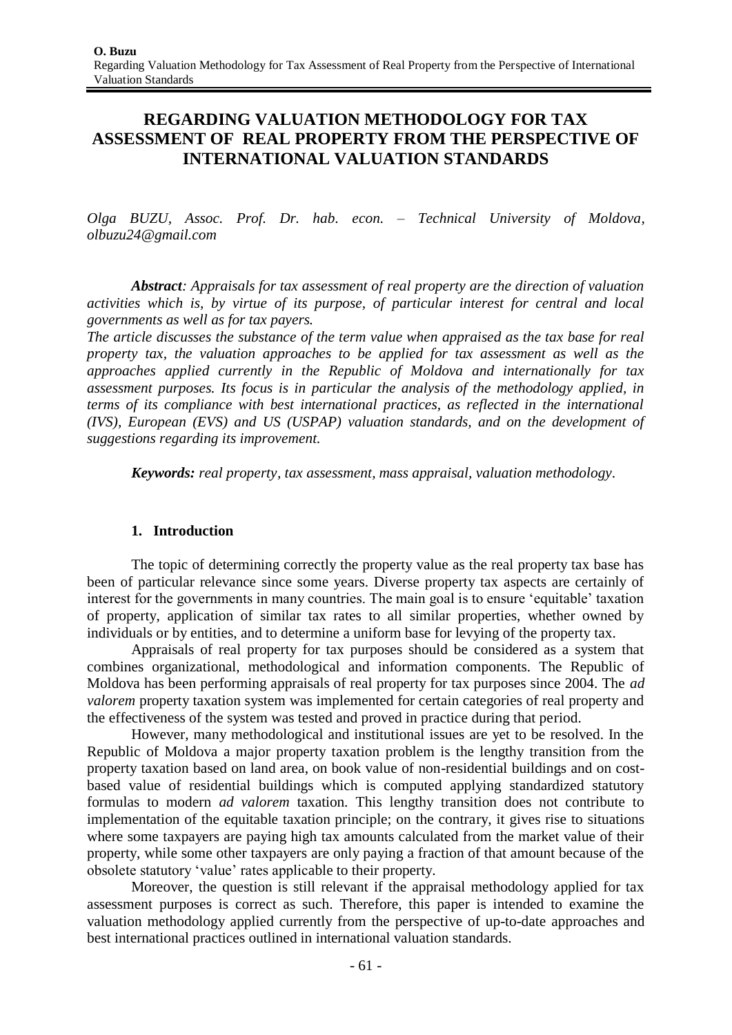# REGARDING VALUATION METHODOLOGY FOR TAX ASSESSMENT OF REAL PROPERTY FROM THE PERSPECTIVE OF INTERNATIONAL VALUATION STANDARDS

*Olga BUZU, Assoc. Prof. Dr. hab. econ. – Technical University of Moldova, olbuzu24@gmail.com*

***Abstract**: Appraisals for tax assessment of real property are the direction of valuation activities which is, by virtue of its purpose, of particular interest for central and local governments as well as for tax payers.*
*The article discusses the substance of the term value when appraised as the tax base for real property tax, the valuation approaches to be applied for tax assessment as well as the approaches applied currently in the Republic of Moldova and internationally for tax assessment purposes. Its focus is in particular the analysis of the methodology applied, in terms of its compliance with best international practices, as reflected in the international (IVS), European (EVS) and US (USPAP) valuation standards, and on the development of suggestions regarding its improvement.*

***Keywords:** real property, tax assessment, mass appraisal, valuation methodology.*

## 1. Introduction

The topic of determining correctly the property value as the real property tax base has been of particular relevance since some years. Diverse property tax aspects are certainly of interest for the governments in many countries. The main goal is to ensure 'equitable' taxation of property, application of similar tax rates to all similar properties, whether owned by individuals or by entities, and to determine a uniform base for levying of the property tax.

Appraisals of real property for tax purposes should be considered as a system that combines organizational, methodological and information components. The Republic of Moldova has been performing appraisals of real property for tax purposes since 2004. The *ad valorem* property taxation system was implemented for certain categories of real property and the effectiveness of the system was tested and proved in practice during that period.

However, many methodological and institutional issues are yet to be resolved. In the Republic of Moldova a major property taxation problem is the lengthy transition from the property taxation based on land area, on book value of non-residential buildings and on cost-based value of residential buildings which is computed applying standardized statutory formulas to modern *ad valorem* taxation. This lengthy transition does not contribute to implementation of the equitable taxation principle; on the contrary, it gives rise to situations where some taxpayers are paying high tax amounts calculated from the market value of their property, while some other taxpayers are only paying a fraction of that amount because of the obsolete statutory 'value' rates applicable to their property.

Moreover, the question is still relevant if the appraisal methodology applied for tax assessment purposes is correct as such. Therefore, this paper is intended to examine the valuation methodology applied currently from the perspective of up-to-date approaches and best international practices outlined in international valuation standards.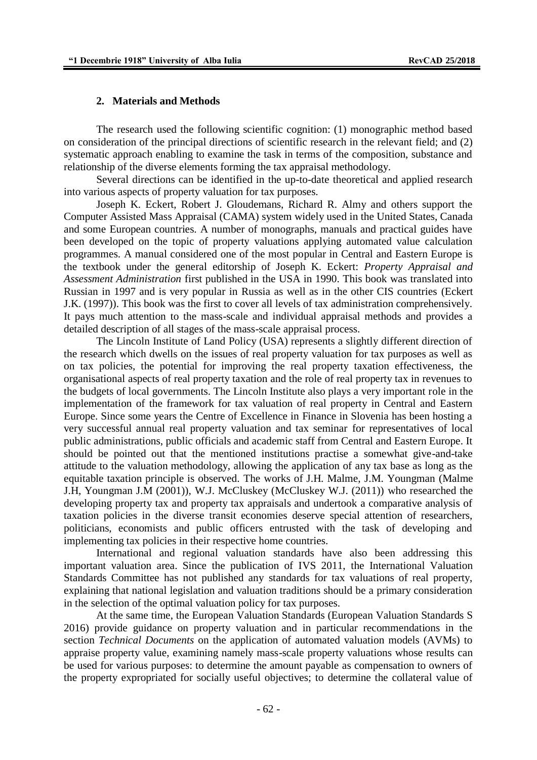## 2. Materials and Methods

The research used the following scientific cognition: (1) monographic method based on consideration of the principal directions of scientific research in the relevant field; and (2) systematic approach enabling to examine the task in terms of the composition, substance and relationship of the diverse elements forming the tax appraisal methodology.

Several directions can be identified in the up-to-date theoretical and applied research into various aspects of property valuation for tax purposes.

Joseph K. Eckert, Robert J. Gloudemans, Richard R. Almy and others support the Computer Assisted Mass Appraisal (CAMA) system widely used in the United States, Canada and some European countries. A number of monographs, manuals and practical guides have been developed on the topic of property valuations applying automated value calculation programmes. A manual considered one of the most popular in Central and Eastern Europe is the textbook under the general editorship of Joseph K. Eckert: *Property Appraisal and Assessment Administration* first published in the USA in 1990. This book was translated into Russian in 1997 and is very popular in Russia as well as in the other CIS countries (Eckert J.K. (1997)). This book was the first to cover all levels of tax administration comprehensively. It pays much attention to the mass-scale and individual appraisal methods and provides a detailed description of all stages of the mass-scale appraisal process.

The Lincoln Institute of Land Policy (USA) represents a slightly different direction of the research which dwells on the issues of real property valuation for tax purposes as well as on tax policies, the potential for improving the real property taxation effectiveness, the organisational aspects of real property taxation and the role of real property tax in revenues to the budgets of local governments. The Lincoln Institute also plays a very important role in the implementation of the framework for tax valuation of real property in Central and Eastern Europe. Since some years the Centre of Excellence in Finance in Slovenia has been hosting a very successful annual real property valuation and tax seminar for representatives of local public administrations, public officials and academic staff from Central and Eastern Europe. It should be pointed out that the mentioned institutions practise a somewhat give-and-take attitude to the valuation methodology, allowing the application of any tax base as long as the equitable taxation principle is observed. The works of J.H. Malme, J.M. Youngman (Malme J.H, Youngman J.M (2001)), W.J. McCluskey (McCluskey W.J. (2011)) who researched the developing property tax and property tax appraisals and undertook a comparative analysis of taxation policies in the diverse transit economies deserve special attention of researchers, politicians, economists and public officers entrusted with the task of developing and implementing tax policies in their respective home countries.

International and regional valuation standards have also been addressing this important valuation area. Since the publication of IVS 2011, the International Valuation Standards Committee has not published any standards for tax valuations of real property, explaining that national legislation and valuation traditions should be a primary consideration in the selection of the optimal valuation policy for tax purposes.

At the same time, the European Valuation Standards (European Valuation Standards S 2016) provide guidance on property valuation and in particular recommendations in the section *Technical Documents* on the application of automated valuation models (AVMs) to appraise property value, examining namely mass-scale property valuations whose results can be used for various purposes: to determine the amount payable as compensation to owners of the property expropriated for socially useful objectives; to determine the collateral value of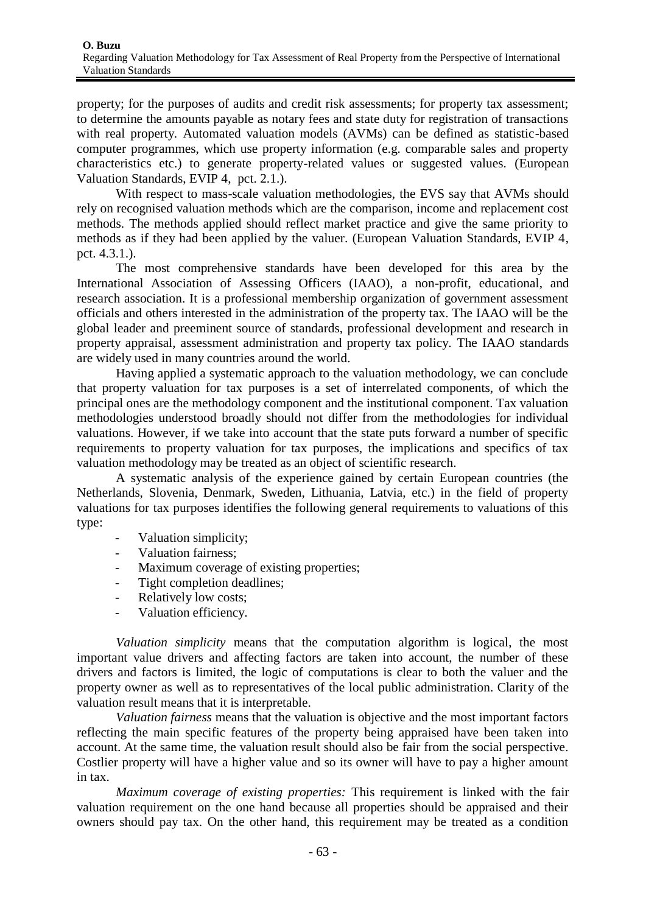property; for the purposes of audits and credit risk assessments; for property tax assessment; to determine the amounts payable as notary fees and state duty for registration of transactions with real property. Automated valuation models (AVMs) can be defined as statistic-based computer programmes, which use property information (e.g. comparable sales and property characteristics etc.) to generate property-related values or suggested values. (European Valuation Standards, EVIP 4, pct. 2.1.).

With respect to mass-scale valuation methodologies, the EVS say that AVMs should rely on recognised valuation methods which are the comparison, income and replacement cost methods. The methods applied should reflect market practice and give the same priority to methods as if they had been applied by the valuer. (European Valuation Standards, EVIP 4, pct. 4.3.1.).

The most comprehensive standards have been developed for this area by the International Association of Assessing Officers (IAAO), a non-profit, educational, and research association. It is a professional membership organization of government assessment officials and others interested in the administration of the property tax. The IAAO will be the global leader and preeminent source of standards, professional development and research in property appraisal, assessment administration and property tax policy. The IAAO standards are widely used in many countries around the world.

Having applied a systematic approach to the valuation methodology, we can conclude that property valuation for tax purposes is a set of interrelated components, of which the principal ones are the methodology component and the institutional component. Tax valuation methodologies understood broadly should not differ from the methodologies for individual valuations. However, if we take into account that the state puts forward a number of specific requirements to property valuation for tax purposes, the implications and specifics of tax valuation methodology may be treated as an object of scientific research.

A systematic analysis of the experience gained by certain European countries (the Netherlands, Slovenia, Denmark, Sweden, Lithuania, Latvia, etc.) in the field of property valuations for tax purposes identifies the following general requirements to valuations of this type:

- Valuation simplicity;
- Valuation fairness;
- Maximum coverage of existing properties;
- Tight completion deadlines;
- Relatively low costs;
- Valuation efficiency.

*Valuation simplicity* means that the computation algorithm is logical, the most important value drivers and affecting factors are taken into account, the number of these drivers and factors is limited, the logic of computations is clear to both the valuer and the property owner as well as to representatives of the local public administration. Clarity of the valuation result means that it is interpretable.

*Valuation fairness* means that the valuation is objective and the most important factors reflecting the main specific features of the property being appraised have been taken into account. At the same time, the valuation result should also be fair from the social perspective. Costlier property will have a higher value and so its owner will have to pay a higher amount in tax.

*Maximum coverage of existing properties:* This requirement is linked with the fair valuation requirement on the one hand because all properties should be appraised and their owners should pay tax. On the other hand, this requirement may be treated as a condition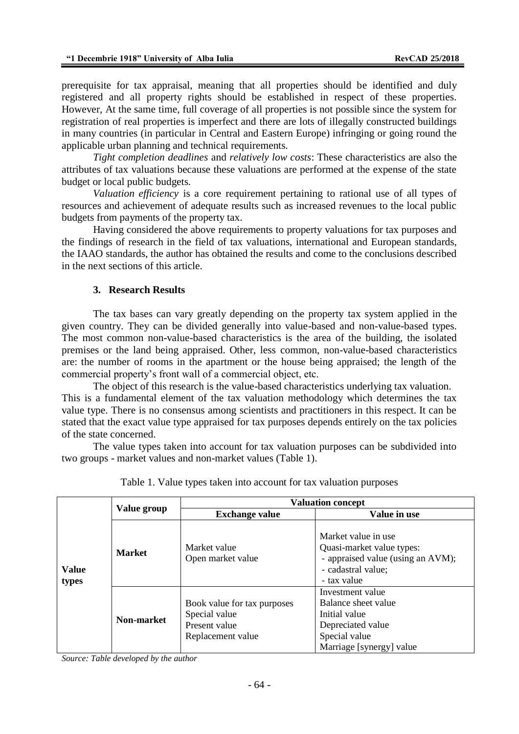prerequisite for tax appraisal, meaning that all properties should be identified and duly registered and all property rights should be established in respect of these properties. However, At the same time, full coverage of all properties is not possible since the system for registration of real properties is imperfect and there are lots of illegally constructed buildings in many countries (in particular in Central and Eastern Europe) infringing or going round the applicable urban planning and technical requirements.

*Tight completion deadlines* and *relatively low costs*: These characteristics are also the attributes of tax valuations because these valuations are performed at the expense of the state budget or local public budgets.

*Valuation efficiency* is a core requirement pertaining to rational use of all types of resources and achievement of adequate results such as increased revenues to the local public budgets from payments of the property tax.

Having considered the above requirements to property valuations for tax purposes and the findings of research in the field of tax valuations, international and European standards, the IAAO standards, the author has obtained the results and come to the conclusions described in the next sections of this article.

## 3. Research Results

The tax bases can vary greatly depending on the property tax system applied in the given country. They can be divided generally into value-based and non-value-based types. The most common non-value-based characteristics is the area of the building, the isolated premises or the land being appraised. Other, less common, non-value-based characteristics are: the number of rooms in the apartment or the house being appraised; the length of the commercial property's front wall of a commercial object, etc.

The object of this research is the value-based characteristics underlying tax valuation. This is a fundamental element of the tax valuation methodology which determines the tax value type. There is no consensus among scientists and practitioners in this respect. It can be stated that the exact value type appraised for tax purposes depends entirely on the tax policies of the state concerned.

The value types taken into account for tax valuation purposes can be subdivided into two groups - market values and non-market values (Table 1).

Table 1. Value types taken into account for tax valuation purposes

| | Value group | Valuation concept | |
|---|---|---|---|
| | | **Exchange value** | **Value in use** |
| **Value types** | **Market** | Market value<br>Open market value | Market value in use<br>Quasi-market value types:<br>- appraised value (using an AVM);<br>- cadastral value;<br>- tax value |
| | **Non-market** | Book value for tax purposes<br>Special value<br>Present value<br>Replacement value | Investment value<br>Balance sheet value<br>Initial value<br>Depreciated value<br>Special value<br>Marriage [synergy] value |

*Source: Table developed by the author*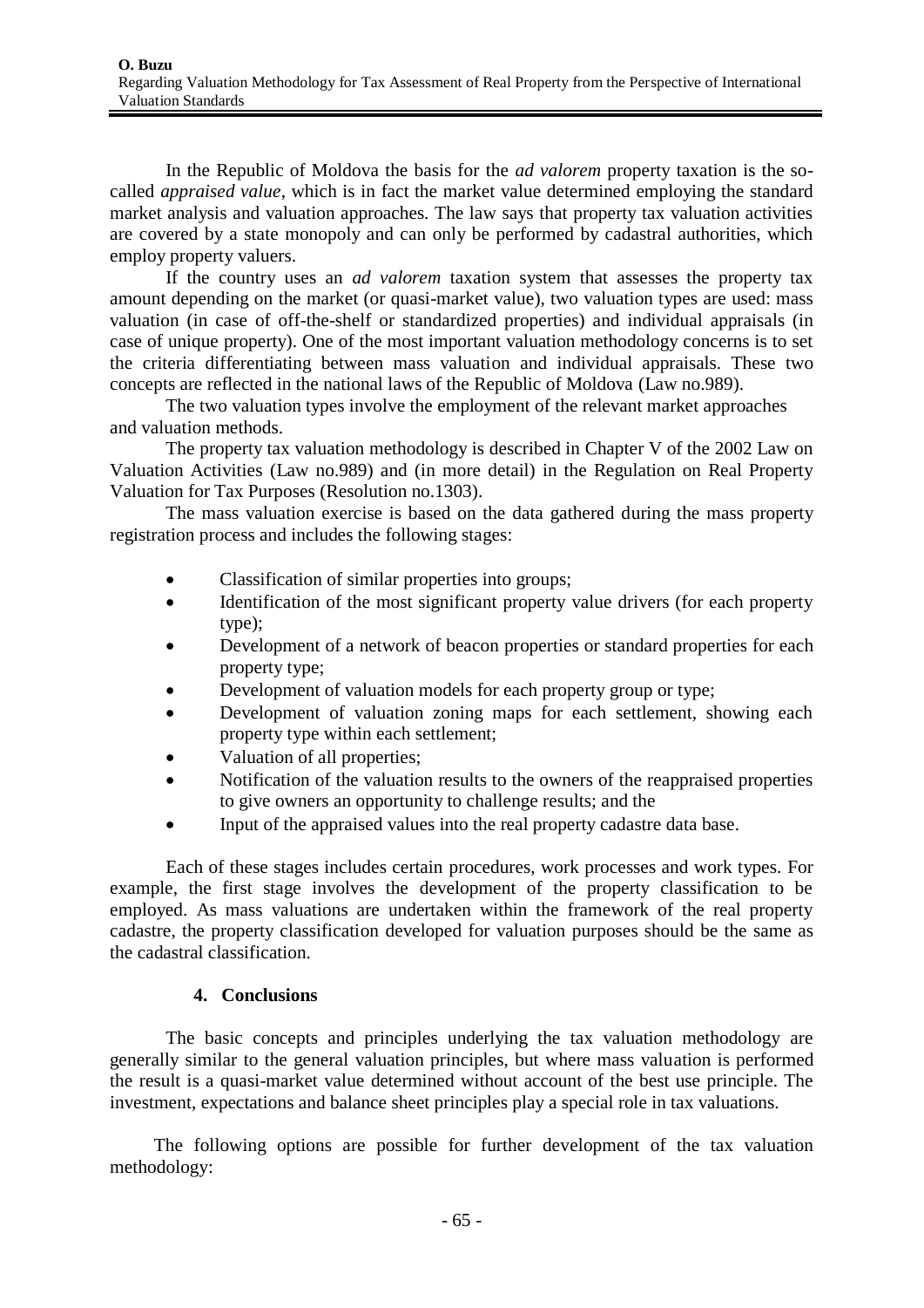In the Republic of Moldova the basis for the *ad valorem* property taxation is the so-called *appraised value*, which is in fact the market value determined employing the standard market analysis and valuation approaches. The law says that property tax valuation activities are covered by a state monopoly and can only be performed by cadastral authorities, which employ property valuers.

If the country uses an *ad valorem* taxation system that assesses the property tax amount depending on the market (or quasi-market value), two valuation types are used: mass valuation (in case of off-the-shelf or standardized properties) and individual appraisals (in case of unique property). One of the most important valuation methodology concerns is to set the criteria differentiating between mass valuation and individual appraisals. These two concepts are reflected in the national laws of the Republic of Moldova (Law no.989).

The two valuation types involve the employment of the relevant market approaches and valuation methods.

The property tax valuation methodology is described in Chapter V of the 2002 Law on Valuation Activities (Law no.989) and (in more detail) in the Regulation on Real Property Valuation for Tax Purposes (Resolution no.1303).

The mass valuation exercise is based on the data gathered during the mass property registration process and includes the following stages:

- Classification of similar properties into groups;
- Identification of the most significant property value drivers (for each property type);
- Development of a network of beacon properties or standard properties for each property type;
- Development of valuation models for each property group or type;
- Development of valuation zoning maps for each settlement, showing each property type within each settlement;
- Valuation of all properties;
- Notification of the valuation results to the owners of the reappraised properties to give owners an opportunity to challenge results; and the
- Input of the appraised values into the real property cadastre data base.

Each of these stages includes certain procedures, work processes and work types. For example, the first stage involves the development of the property classification to be employed. As mass valuations are undertaken within the framework of the real property cadastre, the property classification developed for valuation purposes should be the same as the cadastral classification.

## 4. Conclusions

The basic concepts and principles underlying the tax valuation methodology are generally similar to the general valuation principles, but where mass valuation is performed the result is a quasi-market value determined without account of the best use principle. The investment, expectations and balance sheet principles play a special role in tax valuations.

The following options are possible for further development of the tax valuation methodology: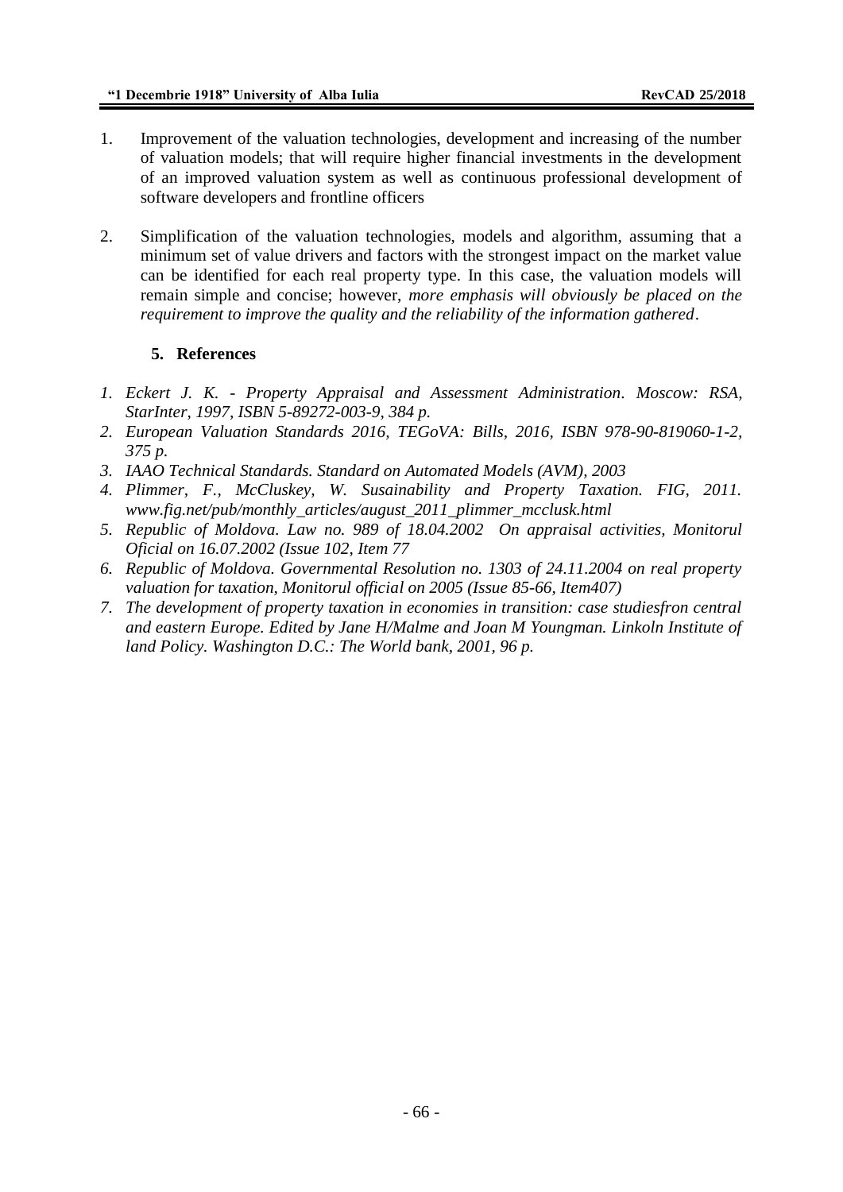1. Improvement of the valuation technologies, development and increasing of the number of valuation models; that will require higher financial investments in the development of an improved valuation system as well as continuous professional development of software developers and frontline officers

2. Simplification of the valuation technologies, models and algorithm, assuming that a minimum set of value drivers and factors with the strongest impact on the market value can be identified for each real property type. In this case, the valuation models will remain simple and concise; however, *more emphasis will obviously be placed on the requirement to improve the quality and the reliability of the information gathered*.

## 5. References

1. *Eckert J. K. - Property Appraisal and Assessment Administration. Moscow: RSA, StarInter, 1997, ISBN 5-89272-003-9, 384 p.*
2. *European Valuation Standards 2016, TEGoVA: Bills, 2016, ISBN 978-90-819060-1-2, 375 p.*
3. *IAAO Technical Standards. Standard on Automated Models (AVM), 2003*
4. *Plimmer, F., McCluskey, W. Susainability and Property Taxation. FIG, 2011. www.fig.net/pub/monthly_articles/august_2011_plimmer_mcclusk.html*
5. *Republic of Moldova. Law no. 989 of 18.04.2002 On appraisal activities, Monitorul Oficial on 16.07.2002 (Issue 102, Item 77*
6. *Republic of Moldova. Governmental Resolution no. 1303 of 24.11.2004 on real property valuation for taxation, Monitorul official on 2005 (Issue 85-66, Item407)*
7. *The development of property taxation in economies in transition: case studiesfron central and eastern Europe. Edited by Jane H/Malme and Joan M Youngman. Linkoln Institute of land Policy. Washington D.C.: The World bank, 2001, 96 p.*